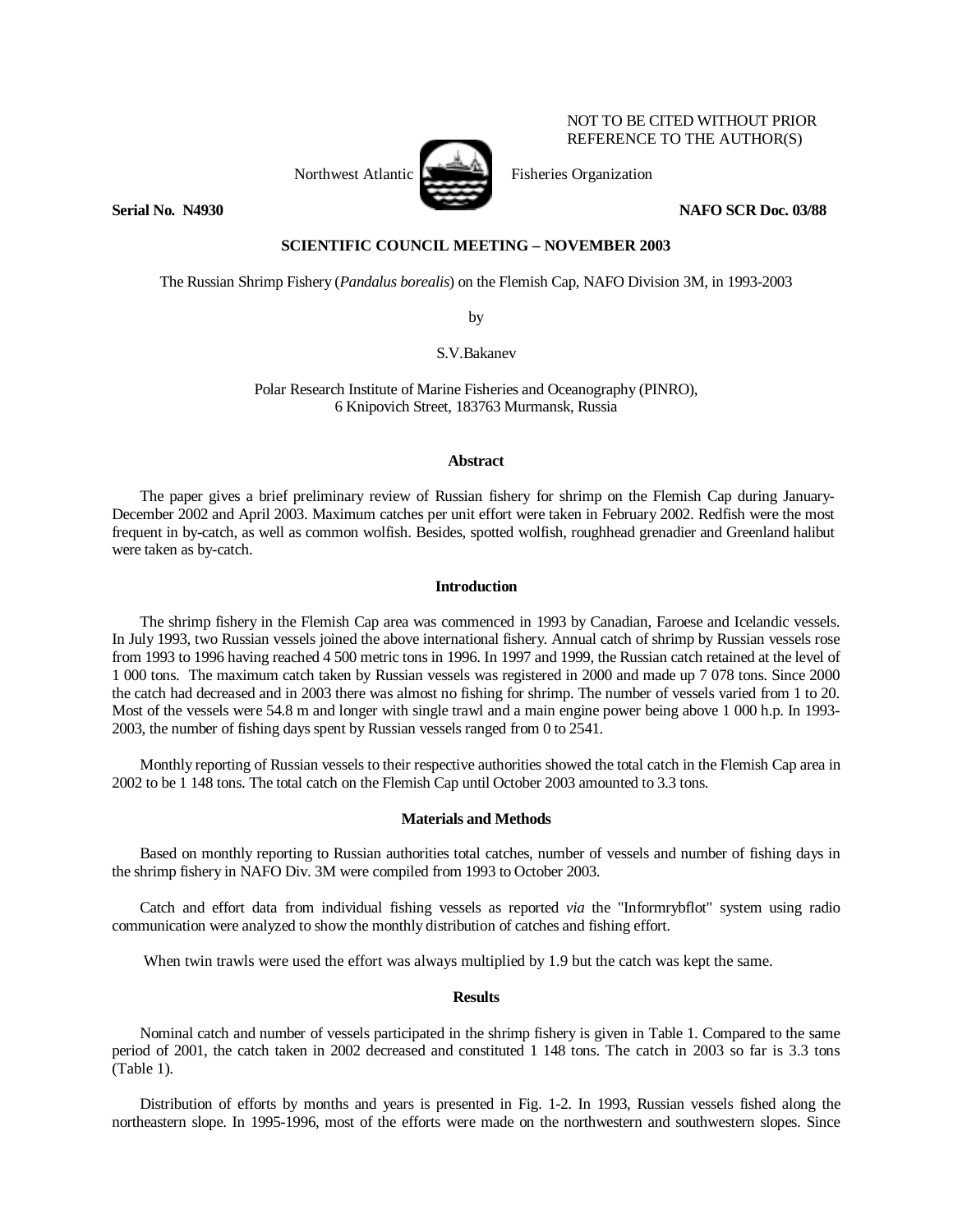NOT TO BE CITED WITHOUT PRIOR REFERENCE TO THE AUTHOR(S)

Northwest Atlantic Fisheries Organization

**Serial No. N4930** **NAFO SCR Doc. 03/88**

**SCIENTIFIC COUNCIL MEETING – NOVEMBER 2003**

The Russian Shrimp Fishery (*Pandalus borealis*) on the Flemish Cap, NAFO Division 3M, in 1993-2003

by

S.V.Bakanev

Polar Research Institute of Marine Fisheries and Oceanography (PINRO),
6 Knipovich Street, 183763 Murmansk, Russia

## Abstract

The paper gives a brief preliminary review of Russian fishery for shrimp on the Flemish Cap during January-December 2002 and April 2003. Maximum catches per unit effort were taken in February 2002. Redfish were the most frequent in by-catch, as well as common wolfish. Besides, spotted wolfish, roughhead grenadier and Greenland halibut were taken as by-catch.

## Introduction

The shrimp fishery in the Flemish Cap area was commenced in 1993 by Canadian, Faroese and Icelandic vessels. In July 1993, two Russian vessels joined the above international fishery. Annual catch of shrimp by Russian vessels rose from 1993 to 1996 having reached 4 500 metric tons in 1996. In 1997 and 1999, the Russian catch retained at the level of 1 000 tons. The maximum catch taken by Russian vessels was registered in 2000 and made up 7 078 tons. Since 2000 the catch had decreased and in 2003 there was almost no fishing for shrimp. The number of vessels varied from 1 to 20. Most of the vessels were 54.8 m and longer with single trawl and a main engine power being above 1 000 h.p. In 1993-2003, the number of fishing days spent by Russian vessels ranged from 0 to 2541.

Monthly reporting of Russian vessels to their respective authorities showed the total catch in the Flemish Cap area in 2002 to be 1 148 tons. The total catch on the Flemish Cap until October 2003 amounted to 3.3 tons.

## Materials and Methods

Based on monthly reporting to Russian authorities total catches, number of vessels and number of fishing days in the shrimp fishery in NAFO Div. 3M were compiled from 1993 to October 2003.

Catch and effort data from individual fishing vessels as reported *via* the "Informrybflot" system using radio communication were analyzed to show the monthly distribution of catches and fishing effort.

When twin trawls were used the effort was always multiplied by 1.9 but the catch was kept the same.

## Results

Nominal catch and number of vessels participated in the shrimp fishery is given in Table 1. Compared to the same period of 2001, the catch taken in 2002 decreased and constituted 1 148 tons. The catch in 2003 so far is 3.3 tons (Table 1).

Distribution of efforts by months and years is presented in Fig. 1-2. In 1993, Russian vessels fished along the northeastern slope. In 1995-1996, most of the efforts were made on the northwestern and southwestern slopes. Since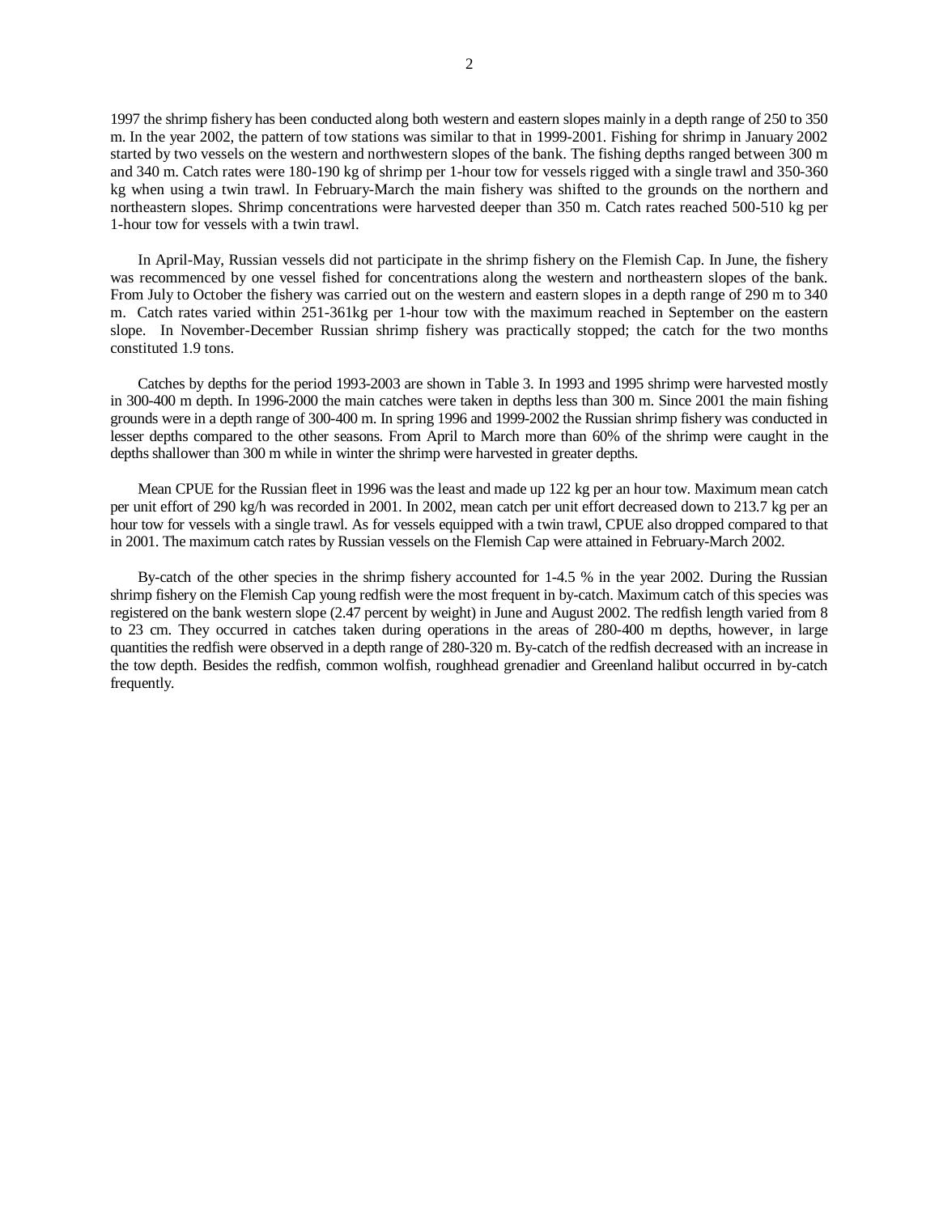1997 the shrimp fishery has been conducted along both western and eastern slopes mainly in a depth range of 250 to 350 m. In the year 2002, the pattern of tow stations was similar to that in 1999-2001. Fishing for shrimp in January 2002 started by two vessels on the western and northwestern slopes of the bank. The fishing depths ranged between 300 m and 340 m. Catch rates were 180-190 kg of shrimp per 1-hour tow for vessels rigged with a single trawl and 350-360 kg when using a twin trawl. In February-March the main fishery was shifted to the grounds on the northern and northeastern slopes. Shrimp concentrations were harvested deeper than 350 m. Catch rates reached 500-510 kg per 1-hour tow for vessels with a twin trawl.

In April-May, Russian vessels did not participate in the shrimp fishery on the Flemish Cap. In June, the fishery was recommenced by one vessel fished for concentrations along the western and northeastern slopes of the bank. From July to October the fishery was carried out on the western and eastern slopes in a depth range of 290 m to 340 m. Catch rates varied within 251-361kg per 1-hour tow with the maximum reached in September on the eastern slope. In November-December Russian shrimp fishery was practically stopped; the catch for the two months constituted 1.9 tons.

Catches by depths for the period 1993-2003 are shown in Table 3. In 1993 and 1995 shrimp were harvested mostly in 300-400 m depth. In 1996-2000 the main catches were taken in depths less than 300 m. Since 2001 the main fishing grounds were in a depth range of 300-400 m. In spring 1996 and 1999-2002 the Russian shrimp fishery was conducted in lesser depths compared to the other seasons. From April to March more than 60% of the shrimp were caught in the depths shallower than 300 m while in winter the shrimp were harvested in greater depths.

Mean CPUE for the Russian fleet in 1996 was the least and made up 122 kg per an hour tow. Maximum mean catch per unit effort of 290 kg/h was recorded in 2001. In 2002, mean catch per unit effort decreased down to 213.7 kg per an hour tow for vessels with a single trawl. As for vessels equipped with a twin trawl, CPUE also dropped compared to that in 2001. The maximum catch rates by Russian vessels on the Flemish Cap were attained in February-March 2002.

By-catch of the other species in the shrimp fishery accounted for 1-4.5 % in the year 2002. During the Russian shrimp fishery on the Flemish Cap young redfish were the most frequent in by-catch. Maximum catch of this species was registered on the bank western slope (2.47 percent by weight) in June and August 2002. The redfish length varied from 8 to 23 cm. They occurred in catches taken during operations in the areas of 280-400 m depths, however, in large quantities the redfish were observed in a depth range of 280-320 m. By-catch of the redfish decreased with an increase in the tow depth. Besides the redfish, common wolffish, roughhead grenadier and Greenland halibut occurred in by-catch frequently.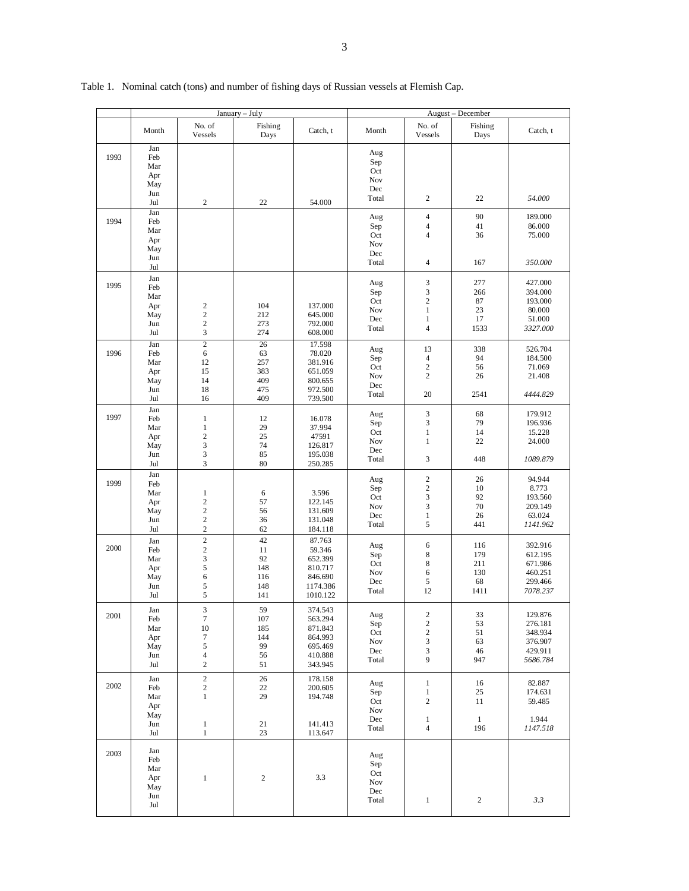Table 1. Nominal catch (tons) and number of fishing days of Russian vessels at Flemish Cap.

| | January – July | | | | August – December | | | |
|---|---|---|---|---|---|---|---|---|
| | Month | No. of Vessels | Fishing Days | Catch, t | Month | No. of Vessels | Fishing Days | Catch, t |
| 1993 | Jan | | | | Aug | | | |
| | Feb | | | | Sep | | | |
| | Mar | | | | Oct | | | |
| | Apr | | | | Nov | | | |
| | May | | | | Dec | | | |
| | Jun | | | | Total | 2 | 22 | *54.000* |
| | Jul | 2 | 22 | 54.000 | | | | |
| 1994 | Jan | | | | Aug | 4 | 90 | 189.000 |
| | Feb | | | | Sep | 4 | 41 | 86.000 |
| | Mar | | | | Oct | 4 | 36 | 75.000 |
| | Apr | | | | Nov | | | |
| | May | | | | Dec | | | |
| | Jun | | | | Total | 4 | 167 | *350.000* |
| | Jul | | | | | | | |
| 1995 | Jan | | | | Aug | 3 | 277 | 427.000 |
| | Feb | | | | Sep | 3 | 266 | 394.000 |
| | Mar | | | | Oct | 2 | 87 | 193.000 |
| | Apr | 2 | 104 | 137.000 | Nov | 1 | 23 | 80.000 |
| | May | 2 | 212 | 645.000 | Dec | 1 | 17 | 51.000 |
| | Jun | 2 | 273 | 792.000 | Total | 4 | 1533 | *3327.000* |
| | Jul | 3 | 274 | 608.000 | | | | |
| 1996 | Jan | 2 | 26 | 17.598 | Aug | 13 | 338 | 526.704 |
| | Feb | 6 | 63 | 78.020 | Sep | 4 | 94 | 184.500 |
| | Mar | 12 | 257 | 381.916 | Oct | 2 | 56 | 71.069 |
| | Apr | 15 | 383 | 651.059 | Nov | 2 | 26 | 21.408 |
| | May | 14 | 409 | 800.655 | Dec | | | |
| | Jun | 18 | 475 | 972.500 | Total | 20 | 2541 | *4444.829* |
| | Jul | 16 | 409 | 739.500 | | | | |
| 1997 | Jan | | | | Aug | 3 | 68 | 179.912 |
| | Feb | 1 | 12 | 16.078 | Sep | 3 | 79 | 196.936 |
| | Mar | 1 | 29 | 37.994 | Oct | 1 | 14 | 15.228 |
| | Apr | 2 | 25 | 47591 | Nov | 1 | 22 | 24.000 |
| | May | 3 | 74 | 126.817 | Dec | | | |
| | Jun | 3 | 85 | 195.038 | Total | 3 | 448 | *1089.879* |
| | Jul | 3 | 80 | 250.285 | | | | |
| 1999 | Jan | | | | Aug | 2 | 26 | 94.944 |
| | Feb | | | | Sep | 2 | 10 | 8.773 |
| | Mar | 1 | 6 | 3.596 | Oct | 3 | 92 | 193.560 |
| | Apr | 2 | 57 | 122.145 | Nov | 3 | 70 | 209.149 |
| | May | 2 | 56 | 131.609 | Dec | 1 | 26 | 63.024 |
| | Jun | 2 | 36 | 131.048 | Total | 5 | 441 | *1141.962* |
| | Jul | 2 | 62 | 184.118 | | | | |
| 2000 | Jan | 2 | 42 | 87.763 | Aug | 6 | 116 | 392.916 |
| | Feb | 2 | 11 | 59.346 | Sep | 8 | 179 | 612.195 |
| | Mar | 3 | 92 | 652.399 | Oct | 8 | 211 | 671.986 |
| | Apr | 5 | 148 | 810.717 | Nov | 6 | 130 | 460.251 |
| | May | 6 | 116 | 846.690 | Dec | 5 | 68 | 299.466 |
| | Jun | 5 | 148 | 1174.386 | Total | 12 | 1411 | *7078.237* |
| | Jul | 5 | 141 | 1010.122 | | | | |
| 2001 | Jan | 3 | 59 | 374.543 | Aug | 2 | 33 | 129.876 |
| | Feb | 7 | 107 | 563.294 | Sep | 2 | 53 | 276.181 |
| | Mar | 10 | 185 | 871.843 | Oct | 2 | 51 | 348.934 |
| | Apr | 7 | 144 | 864.993 | Nov | 3 | 63 | 376.907 |
| | May | 5 | 99 | 695.469 | Dec | 3 | 46 | 429.911 |
| | Jun | 4 | 56 | 410.888 | Total | 9 | 947 | *5686.784* |
| | Jul | 2 | 51 | 343.945 | | | | |
| 2002 | Jan | 2 | 26 | 178.158 | Aug | 1 | 16 | 82.887 |
| | Feb | 2 | 22 | 200.605 | Sep | 1 | 25 | 174.631 |
| | Mar | 1 | 29 | 194.748 | Oct | 2 | 11 | 59.485 |
| | Apr | | | | Nov | | | |
| | May | | | | Dec | 1 | 1 | 1.944 |
| | Jun | 1 | 21 | 141.413 | Total | 4 | 196 | *1147.518* |
| | Jul | 1 | 23 | 113.647 | | | | |
| 2003 | Jan | | | | Aug | | | |
| | Feb | | | | Sep | | | |
| | Mar | | | | Oct | | | |
| | Apr | 1 | 2 | 3.3 | Nov | | | |
| | May | | | | Dec | | | |
| | Jun | | | | Total | 1 | 2 | *3.3* |
| | Jul | | | | | | | |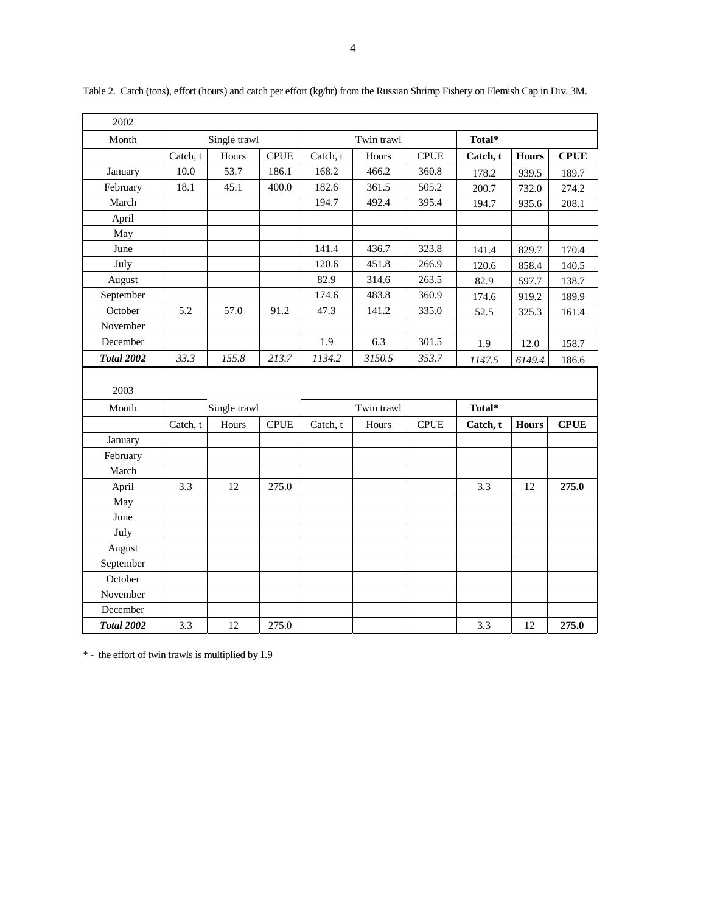Table 2. Catch (tons), effort (hours) and catch per effort (kg/hr) from the Russian Shrimp Fishery on Flemish Cap in Div. 3M.

| 2002 | | | | | | | | | |
|---|---|---|---|---|---|---|---|---|---|
| Month | Single trawl | | | Twin trawl | | | **Total*** | | |
| | Catch, t | Hours | CPUE | Catch, t | Hours | CPUE | **Catch, t** | **Hours** | **CPUE** |
| January | 10.0 | 53.7 | 186.1 | 168.2 | 466.2 | 360.8 | 178.2 | 939.5 | 189.7 |
| February | 18.1 | 45.1 | 400.0 | 182.6 | 361.5 | 505.2 | 200.7 | 732.0 | 274.2 |
| March | | | | 194.7 | 492.4 | 395.4 | 194.7 | 935.6 | 208.1 |
| April | | | | | | | | | |
| May | | | | | | | | | |
| June | | | | 141.4 | 436.7 | 323.8 | 141.4 | 829.7 | 170.4 |
| July | | | | 120.6 | 451.8 | 266.9 | 120.6 | 858.4 | 140.5 |
| August | | | | 82.9 | 314.6 | 263.5 | 82.9 | 597.7 | 138.7 |
| September | | | | 174.6 | 483.8 | 360.9 | 174.6 | 919.2 | 189.9 |
| October | 5.2 | 57.0 | 91.2 | 47.3 | 141.2 | 335.0 | 52.5 | 325.3 | 161.4 |
| November | | | | | | | | | |
| December | | | | 1.9 | 6.3 | 301.5 | 1.9 | 12.0 | 158.7 |
| ***Total 2002*** | *33.3* | *155.8* | *213.7* | *1134.2* | *3150.5* | *353.7* | *1147.5* | *6149.4* | 186.6 |

| 2003 | | | | | | | | | |
|---|---|---|---|---|---|---|---|---|---|
| Month | Single trawl | | | Twin trawl | | | **Total*** | | |
| | Catch, t | Hours | CPUE | Catch, t | Hours | CPUE | **Catch, t** | **Hours** | **CPUE** |
| January | | | | | | | | | |
| February | | | | | | | | | |
| March | | | | | | | | | |
| April | 3.3 | 12 | 275.0 | | | | 3.3 | 12 | **275.0** |
| May | | | | | | | | | |
| June | | | | | | | | | |
| July | | | | | | | | | |
| August | | | | | | | | | |
| September | | | | | | | | | |
| October | | | | | | | | | |
| November | | | | | | | | | |
| December | | | | | | | | | |
| ***Total 2002*** | 3.3 | 12 | 275.0 | | | | 3.3 | 12 | **275.0** |

\* - the effort of twin trawls is multiplied by 1.9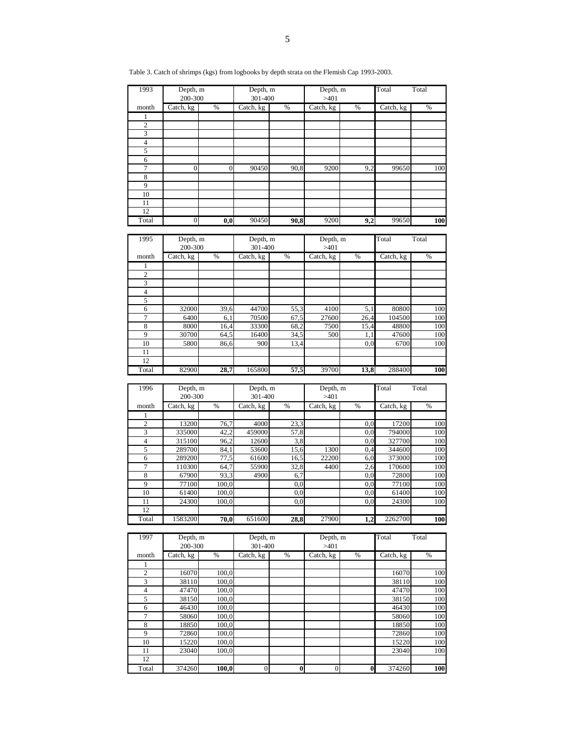Table 3. Catch of shrimps (kgs) from logbooks by depth strata on the Flemish Cap 1993-2003.

| 1993 | Depth, m 200-300 | | Depth, m 301-400 | | Depth, m >401 | | Total | Total |
|---|---|---|---|---|---|---|---|---|
| month | Catch, kg | % | Catch, kg | % | Catch, kg | % | Catch, kg | % |
| 1 | | | | | | | | |
| 2 | | | | | | | | |
| 3 | | | | | | | | |
| 4 | | | | | | | | |
| 5 | | | | | | | | |
| 6 | | | | | | | | |
| 7 | 0 | 0 | 90450 | 90,8 | 9200 | 9,2 | 99650 | 100 |
| 8 | | | | | | | | |
| 9 | | | | | | | | |
| 10 | | | | | | | | |
| 11 | | | | | | | | |
| 12 | | | | | | | | |
| Total | 0 | **0,0** | 90450 | **90,8** | 9200 | **9,2** | 99650 | **100** |

| 1995 | Depth, m 200-300 | | Depth, m 301-400 | | Depth, m >401 | | Total | Total |
|---|---|---|---|---|---|---|---|---|
| month | Catch, kg | % | Catch, kg | % | Catch, kg | % | Catch, kg | % |
| 1 | | | | | | | | |
| 2 | | | | | | | | |
| 3 | | | | | | | | |
| 4 | | | | | | | | |
| 5 | | | | | | | | |
| 6 | 32000 | 39,6 | 44700 | 55,3 | 4100 | 5,1 | 80800 | 100 |
| 7 | 6400 | 6,1 | 70500 | 67,5 | 27600 | 26,4 | 104500 | 100 |
| 8 | 8000 | 16,4 | 33300 | 68,2 | 7500 | 15,4 | 48800 | 100 |
| 9 | 30700 | 64,5 | 16400 | 34,5 | 500 | 1,1 | 47600 | 100 |
| 10 | 5800 | 86,6 | 900 | 13,4 | | 0,0 | 6700 | 100 |
| 11 | | | | | | | | |
| 12 | | | | | | | | |
| Total | 82900 | **28,7** | 165800 | **57,5** | 39700 | **13,8** | 288400 | **100** |

| 1996 | Depth, m 200-300 | | Depth, m 301-400 | | Depth, m >401 | | Total | Total |
|---|---|---|---|---|---|---|---|---|
| month | Catch, kg | % | Catch, kg | % | Catch, kg | % | Catch, kg | % |
| 1 | | | | | | | | |
| 2 | 13200 | 76,7 | 4000 | 23,3 | | 0,0 | 17200 | 100 |
| 3 | 335000 | 42,2 | 459000 | 57,8 | | 0,0 | 794000 | 100 |
| 4 | 315100 | 96,2 | 12600 | 3,8 | | 0,0 | 327700 | 100 |
| 5 | 289700 | 84,1 | 53600 | 15,6 | 1300 | 0,4 | 344600 | 100 |
| 6 | 289200 | 77,5 | 61600 | 16,5 | 22200 | 6,0 | 373000 | 100 |
| 7 | 110300 | 64,7 | 55900 | 32,8 | 4400 | 2,6 | 170600 | 100 |
| 8 | 67900 | 93,3 | 4900 | 6,7 | | 0,0 | 72800 | 100 |
| 9 | 77100 | 100,0 | | 0,0 | | 0,0 | 77100 | 100 |
| 10 | 61400 | 100,0 | | 0,0 | | 0,0 | 61400 | 100 |
| 11 | 24300 | 100,0 | | 0,0 | | 0,0 | 24300 | 100 |
| 12 | | | | | | | | |
| Total | 1583200 | **70,0** | 651600 | **28,8** | 27900 | **1,2** | 2262700 | **100** |

| 1997 | Depth, m 200-300 | | Depth, m 301-400 | | Depth, m >401 | | Total | Total |
|---|---|---|---|---|---|---|---|---|
| month | Catch, kg | % | Catch, kg | % | Catch, kg | % | Catch, kg | % |
| 1 | | | | | | | | |
| 2 | 16070 | 100,0 | | | | | 16070 | 100 |
| 3 | 38110 | 100,0 | | | | | 38110 | 100 |
| 4 | 47470 | 100,0 | | | | | 47470 | 100 |
| 5 | 38150 | 100,0 | | | | | 38150 | 100 |
| 6 | 46430 | 100,0 | | | | | 46430 | 100 |
| 7 | 58060 | 100,0 | | | | | 58060 | 100 |
| 8 | 18850 | 100,0 | | | | | 18850 | 100 |
| 9 | 72860 | 100,0 | | | | | 72860 | 100 |
| 10 | 15220 | 100,0 | | | | | 15220 | 100 |
| 11 | 23040 | 100,0 | | | | | 23040 | 100 |
| 12 | | | | | | | | |
| Total | 374260 | **100,0** | 0 | **0** | 0 | **0** | 374260 | **100** |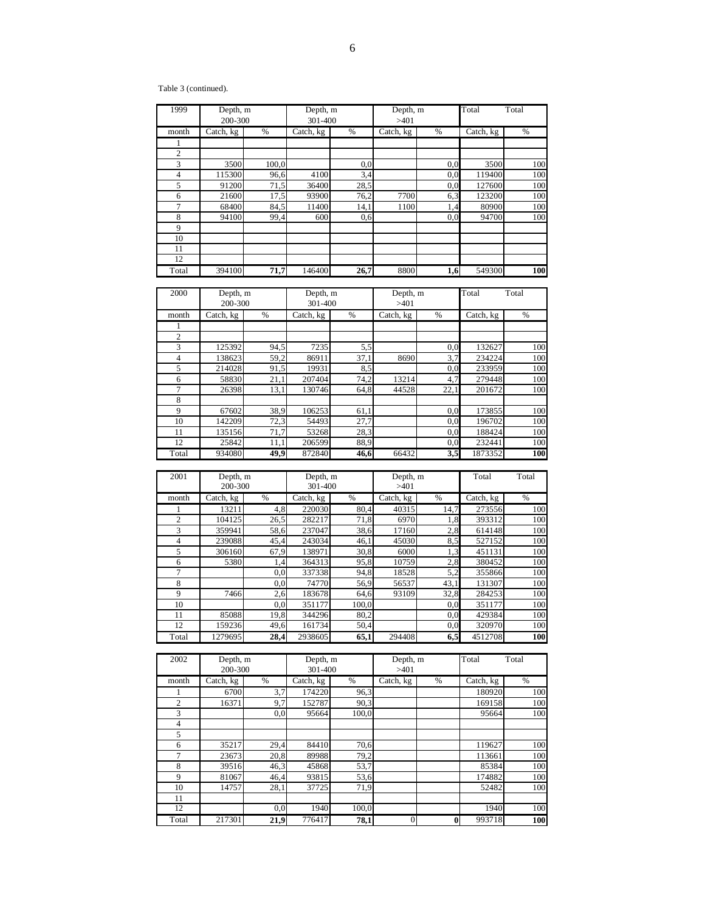Table 3 (continued).

| 1999 | Depth, m 200-300 | | Depth, m 301-400 | | Depth, m >401 | | Total | Total |
|---|---|---|---|---|---|---|---|---|
| month | Catch, kg | % | Catch, kg | % | Catch, kg | % | Catch, kg | % |
| 1 | | | | | | | | |
| 2 | | | | | | | | |
| 3 | 3500 | 100,0 | | 0,0 | | 0,0 | 3500 | 100 |
| 4 | 115300 | 96,6 | 4100 | 3,4 | | 0,0 | 119400 | 100 |
| 5 | 91200 | 71,5 | 36400 | 28,5 | | 0,0 | 127600 | 100 |
| 6 | 21600 | 17,5 | 93900 | 76,2 | 7700 | 6,3 | 123200 | 100 |
| 7 | 68400 | 84,5 | 11400 | 14,1 | 1100 | 1,4 | 80900 | 100 |
| 8 | 94100 | 99,4 | 600 | 0,6 | | 0,0 | 94700 | 100 |
| 9 | | | | | | | | |
| 10 | | | | | | | | |
| 11 | | | | | | | | |
| 12 | | | | | | | | |
| Total | 394100 | **71,7** | 146400 | **26,7** | 8800 | **1,6** | 549300 | **100** |

| 2000 | Depth, m 200-300 | | Depth, m 301-400 | | Depth, m >401 | | Total | Total |
|---|---|---|---|---|---|---|---|---|
| month | Catch, kg | % | Catch, kg | % | Catch, kg | % | Catch, kg | % |
| 1 | | | | | | | | |
| 2 | | | | | | | | |
| 3 | 125392 | 94,5 | 7235 | 5,5 | | 0,0 | 132627 | 100 |
| 4 | 138623 | 59,2 | 86911 | 37,1 | 8690 | 3,7 | 234224 | 100 |
| 5 | 214028 | 91,5 | 19931 | 8,5 | | 0,0 | 233959 | 100 |
| 6 | 58830 | 21,1 | 207404 | 74,2 | 13214 | 4,7 | 279448 | 100 |
| 7 | 26398 | 13,1 | 130746 | 64,8 | 44528 | 22,1 | 201672 | 100 |
| 8 | | | | | | | | |
| 9 | 67602 | 38,9 | 106253 | 61,1 | | 0,0 | 173855 | 100 |
| 10 | 142209 | 72,3 | 54493 | 27,7 | | 0,0 | 196702 | 100 |
| 11 | 135156 | 71,7 | 53268 | 28,3 | | 0,0 | 188424 | 100 |
| 12 | 25842 | 11,1 | 206599 | 88,9 | | 0,0 | 232441 | 100 |
| Total | 934080 | **49,9** | 872840 | **46,6** | 66432 | **3,5** | 1873352 | **100** |

| 2001 | Depth, m 200-300 | | Depth, m 301-400 | | Depth, m >401 | | Total | Total |
|---|---|---|---|---|---|---|---|---|
| month | Catch, kg | % | Catch, kg | % | Catch, kg | % | Catch, kg | % |
| 1 | 13211 | 4,8 | 220030 | 80,4 | 40315 | 14,7 | 273556 | 100 |
| 2 | 104125 | 26,5 | 282217 | 71,8 | 6970 | 1,8 | 393312 | 100 |
| 3 | 359941 | 58,6 | 237047 | 38,6 | 17160 | 2,8 | 614148 | 100 |
| 4 | 239088 | 45,4 | 243034 | 46,1 | 45030 | 8,5 | 527152 | 100 |
| 5 | 306160 | 67,9 | 138971 | 30,8 | 6000 | 1,3 | 451131 | 100 |
| 6 | 5380 | 1,4 | 364313 | 95,8 | 10759 | 2,8 | 380452 | 100 |
| 7 | | 0,0 | 337338 | 94,8 | 18528 | 5,2 | 355866 | 100 |
| 8 | | 0,0 | 74770 | 56,9 | 56537 | 43,1 | 131307 | 100 |
| 9 | 7466 | 2,6 | 183678 | 64,6 | 93109 | 32,8 | 284253 | 100 |
| 10 | | 0,0 | 351177 | 100,0 | | 0,0 | 351177 | 100 |
| 11 | 85088 | 19,8 | 344296 | 80,2 | | 0,0 | 429384 | 100 |
| 12 | 159236 | 49,6 | 161734 | 50,4 | | 0,0 | 320970 | 100 |
| Total | 1279695 | **28,4** | 2938605 | **65,1** | 294408 | **6,5** | 4512708 | **100** |

| 2002 | Depth, m 200-300 | | Depth, m 301-400 | | Depth, m >401 | | Total | Total |
|---|---|---|---|---|---|---|---|---|
| month | Catch, kg | % | Catch, kg | % | Catch, kg | % | Catch, kg | % |
| 1 | 6700 | 3,7 | 174220 | 96,3 | | | 180920 | 100 |
| 2 | 16371 | 9,7 | 152787 | 90,3 | | | 169158 | 100 |
| 3 | | 0,0 | 95664 | 100,0 | | | 95664 | 100 |
| 4 | | | | | | | | |
| 5 | | | | | | | | |
| 6 | 35217 | 29,4 | 84410 | 70,6 | | | 119627 | 100 |
| 7 | 23673 | 20,8 | 89988 | 79,2 | | | 113661 | 100 |
| 8 | 39516 | 46,3 | 45868 | 53,7 | | | 85384 | 100 |
| 9 | 81067 | 46,4 | 93815 | 53,6 | | | 174882 | 100 |
| 10 | 14757 | 28,1 | 37725 | 71,9 | | | 52482 | 100 |
| 11 | | | | | | | | |
| 12 | | 0,0 | 1940 | 100,0 | | | 1940 | 100 |
| Total | 217301 | **21,9** | 776417 | **78,1** | 0 | **0** | 993718 | **100** |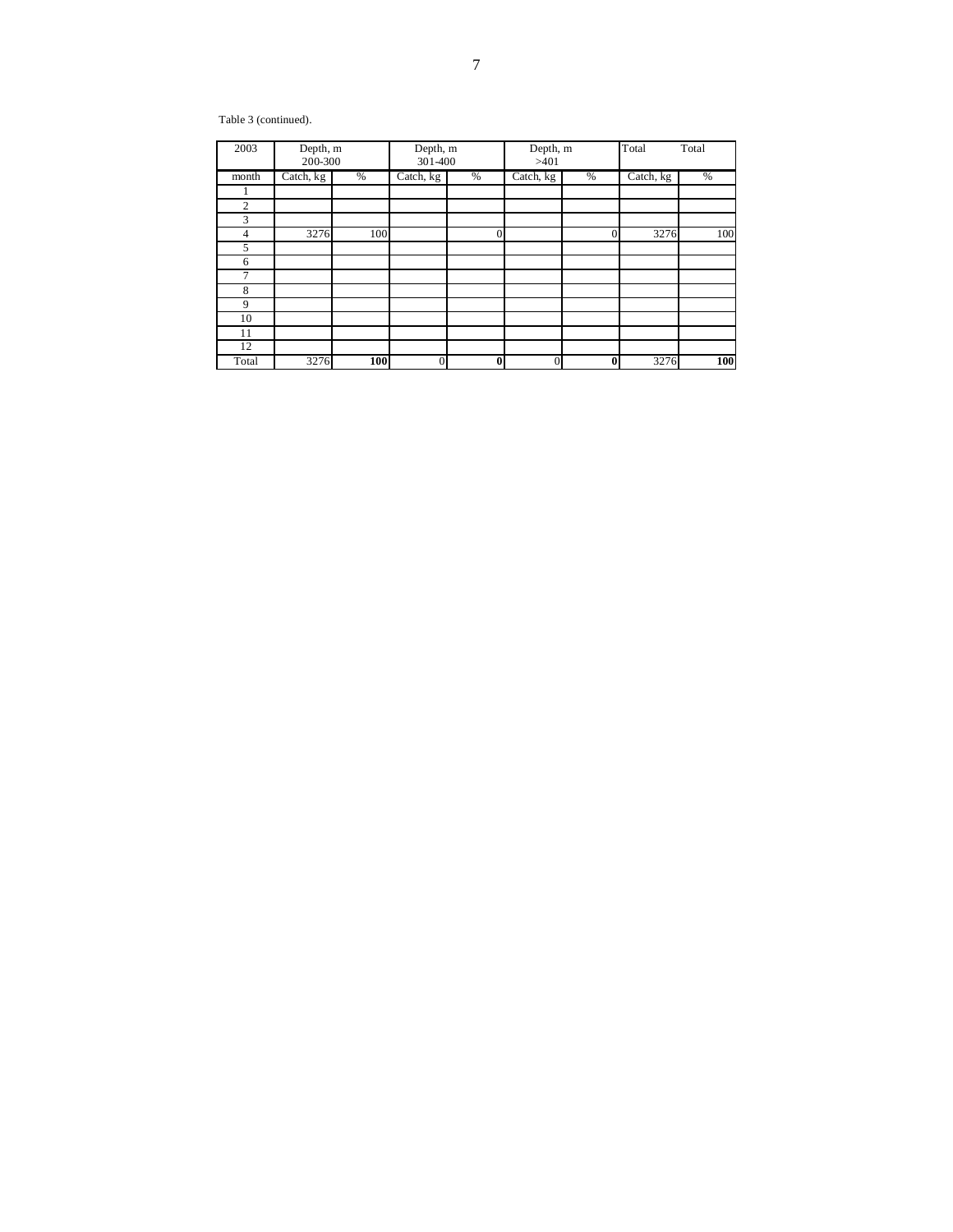Table 3 (continued).

| 2003 | Depth, m 200-300 | | Depth, m 301-400 | | Depth, m >401 | | Total | Total |
|---|---|---|---|---|---|---|---|---|
| month | Catch, kg | % | Catch, kg | % | Catch, kg | % | Catch, kg | % |
| 1 | | | | | | | | |
| 2 | | | | | | | | |
| 3 | | | | | | | | |
| 4 | 3276 | 100 | | 0 | | 0 | 3276 | 100 |
| 5 | | | | | | | | |
| 6 | | | | | | | | |
| 7 | | | | | | | | |
| 8 | | | | | | | | |
| 9 | | | | | | | | |
| 10 | | | | | | | | |
| 11 | | | | | | | | |
| 12 | | | | | | | | |
| Total | 3276 | **100** | 0 | **0** | 0 | **0** | 3276 | **100** |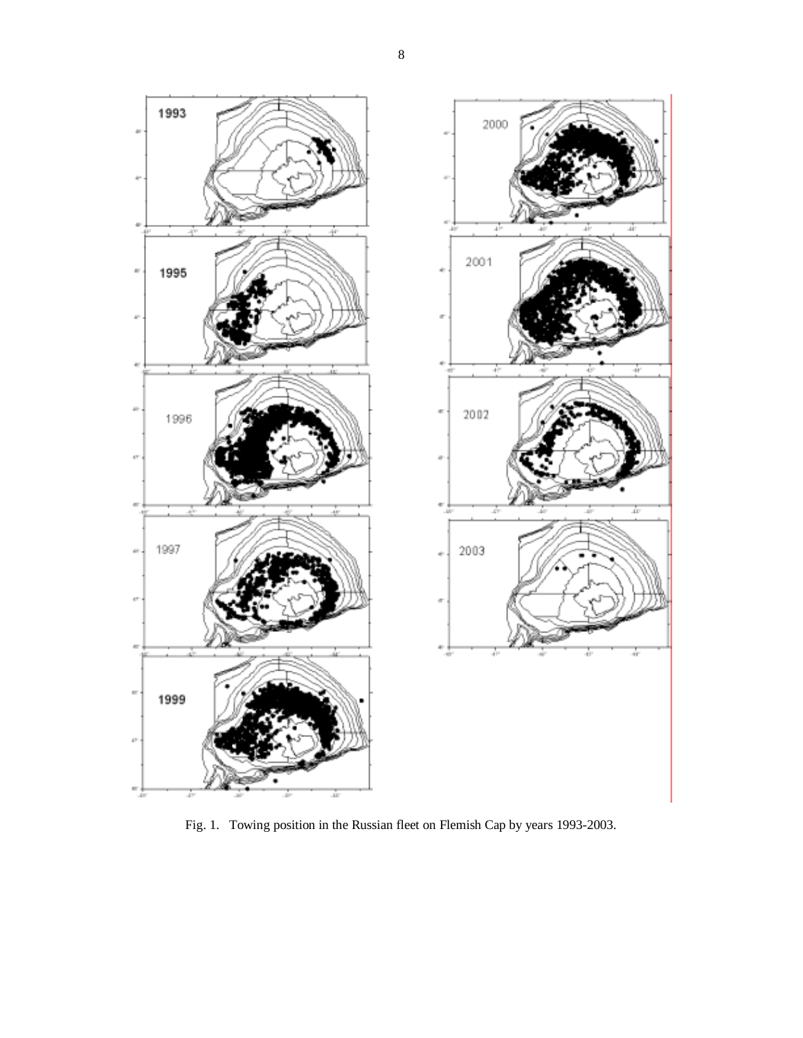Fig. 1. Towing position in the Russian fleet on Flemish Cap by years 1993-2003.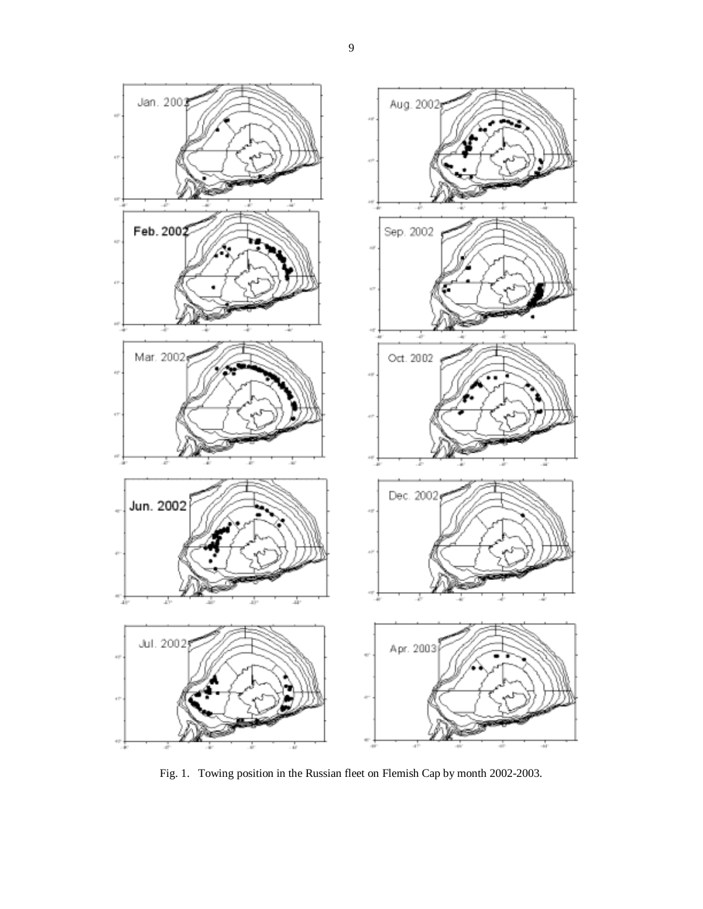Jan. 2002

Feb. 2002

Mar. 2002

Jun. 2002

Jul. 2002

Aug. 2002

Sep. 2002

Oct. 2002

Dec. 2002

Apr. 2003

Fig. 1. Towing position in the Russian fleet on Flemish Cap by month 2002-2003.